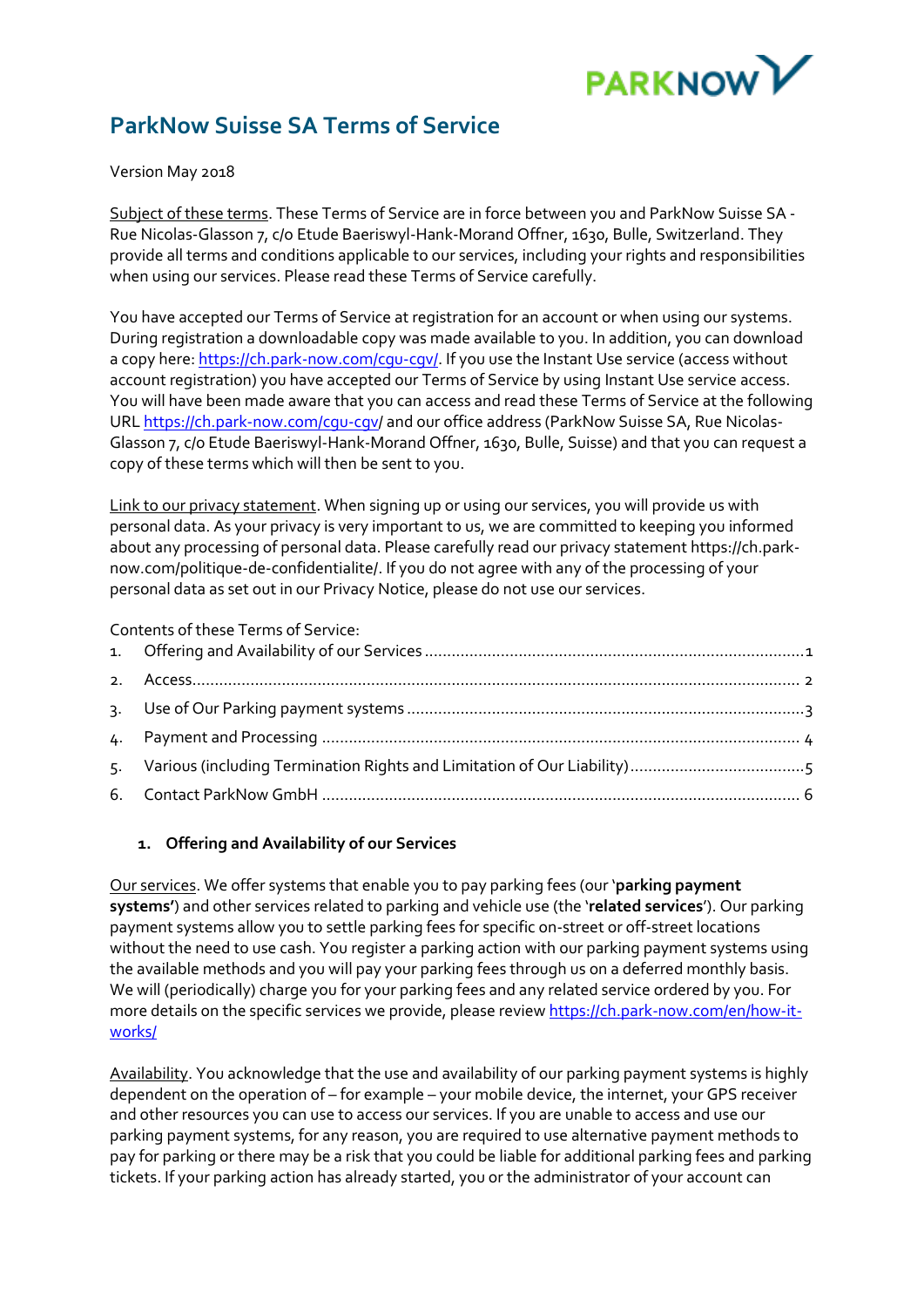# ParkNow Suisse SA Terms of Service

Version May 2018

Subject of these terms. These Terms of Service are in force between you and ParkNow Suisse SA - Rue Nicolas-Glasson 7, c/o Etude Baeriswyl-Hank-Morand Offner, 1630, Bulle, Switzerland. They provide all terms and conditions applicable to our services, including your rights and responsibilities when using our services. Please read these Terms of Service carefully.

You have accepted our Terms of Service at registration for an account or when using our systems. During registration a downloadable copy was made available to you. In addition, you can download a copy here: https://ch.park-now.com/cgu-cgv/. If you use the Instant Use service (access without account registration) you have accepted our Terms of Service by using Instant Use service access. You will have been made aware that you can access and read these Terms of Service at the following URL https://ch.park-now.com/cgu-cgv/ and our office address (ParkNow Suisse SA, Rue Nicolas-Glasson 7, c/o Etude Baeriswyl-Hank-Morand Offner, 1630, Bulle, Suisse) and that you can request a copy of these terms which will then be sent to you.

Link to our privacy statement. When signing up or using our services, you will provide us with personal data. As your privacy is very important to us, we are committed to keeping you informed about any processing of personal data. Please carefully read our privacy statement https://ch.park-now.com/politique-de-confidentialite/. If you do not agree with any of the processing of your personal data as set out in our Privacy Notice, please do not use our services.

Contents of these Terms of Service:

1. Offering and Availability of our Services ........ 1
2. Access ........ 2
3. Use of Our Parking payment systems ........ 3
4. Payment and Processing ........ 4
5. Various (including Termination Rights and Limitation of Our Liability) ........ 5
6. Contact ParkNow GmbH ........ 6

## 1. Offering and Availability of our Services

Our services. We offer systems that enable you to pay parking fees (our '**parking payment systems'**) and other services related to parking and vehicle use (the '**related services**'). Our parking payment systems allow you to settle parking fees for specific on-street or off-street locations without the need to use cash. You register a parking action with our parking payment systems using the available methods and you will pay your parking fees through us on a deferred monthly basis. We will (periodically) charge you for your parking fees and any related service ordered by you. For more details on the specific services we provide, please review https://ch.park-now.com/en/how-it-works/

Availability. You acknowledge that the use and availability of our parking payment systems is highly dependent on the operation of – for example – your mobile device, the internet, your GPS receiver and other resources you can use to access our services. If you are unable to access and use our parking payment systems, for any reason, you are required to use alternative payment methods to pay for parking or there may be a risk that you could be liable for additional parking fees and parking tickets. If your parking action has already started, you or the administrator of your account can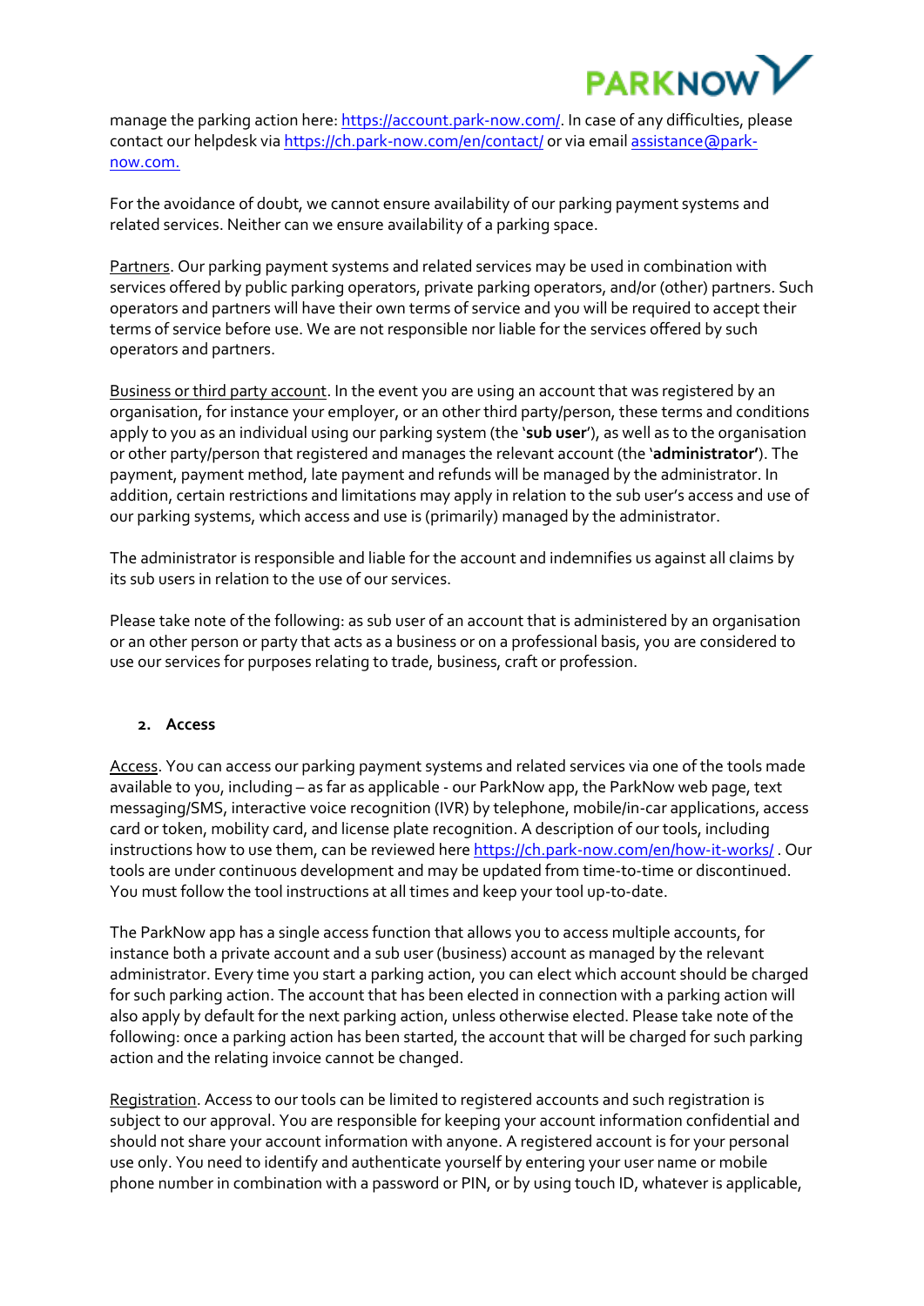manage the parking action here: https://account.park-now.com/. In case of any difficulties, please contact our helpdesk via https://ch.park-now.com/en/contact/ or via email assistance@park-now.com.

For the avoidance of doubt, we cannot ensure availability of our parking payment systems and related services. Neither can we ensure availability of a parking space.

Partners. Our parking payment systems and related services may be used in combination with services offered by public parking operators, private parking operators, and/or (other) partners. Such operators and partners will have their own terms of service and you will be required to accept their terms of service before use. We are not responsible nor liable for the services offered by such operators and partners.

Business or third party account. In the event you are using an account that was registered by an organisation, for instance your employer, or an other third party/person, these terms and conditions apply to you as an individual using our parking system (the '**sub user**'), as well as to the organisation or other party/person that registered and manages the relevant account (the '**administrator'**). The payment, payment method, late payment and refunds will be managed by the administrator. In addition, certain restrictions and limitations may apply in relation to the sub user's access and use of our parking systems, which access and use is (primarily) managed by the administrator.

The administrator is responsible and liable for the account and indemnifies us against all claims by its sub users in relation to the use of our services.

Please take note of the following: as sub user of an account that is administered by an organisation or an other person or party that acts as a business or on a professional basis, you are considered to use our services for purposes relating to trade, business, craft or profession.

## 2. Access

Access. You can access our parking payment systems and related services via one of the tools made available to you, including – as far as applicable - our ParkNow app, the ParkNow web page, text messaging/SMS, interactive voice recognition (IVR) by telephone, mobile/in-car applications, access card or token, mobility card, and license plate recognition. A description of our tools, including instructions how to use them, can be reviewed here https://ch.park-now.com/en/how-it-works/ . Our tools are under continuous development and may be updated from time-to-time or discontinued. You must follow the tool instructions at all times and keep your tool up-to-date.

The ParkNow app has a single access function that allows you to access multiple accounts, for instance both a private account and a sub user (business) account as managed by the relevant administrator. Every time you start a parking action, you can elect which account should be charged for such parking action. The account that has been elected in connection with a parking action will also apply by default for the next parking action, unless otherwise elected. Please take note of the following: once a parking action has been started, the account that will be charged for such parking action and the relating invoice cannot be changed.

Registration. Access to our tools can be limited to registered accounts and such registration is subject to our approval. You are responsible for keeping your account information confidential and should not share your account information with anyone. A registered account is for your personal use only. You need to identify and authenticate yourself by entering your user name or mobile phone number in combination with a password or PIN, or by using touch ID, whatever is applicable,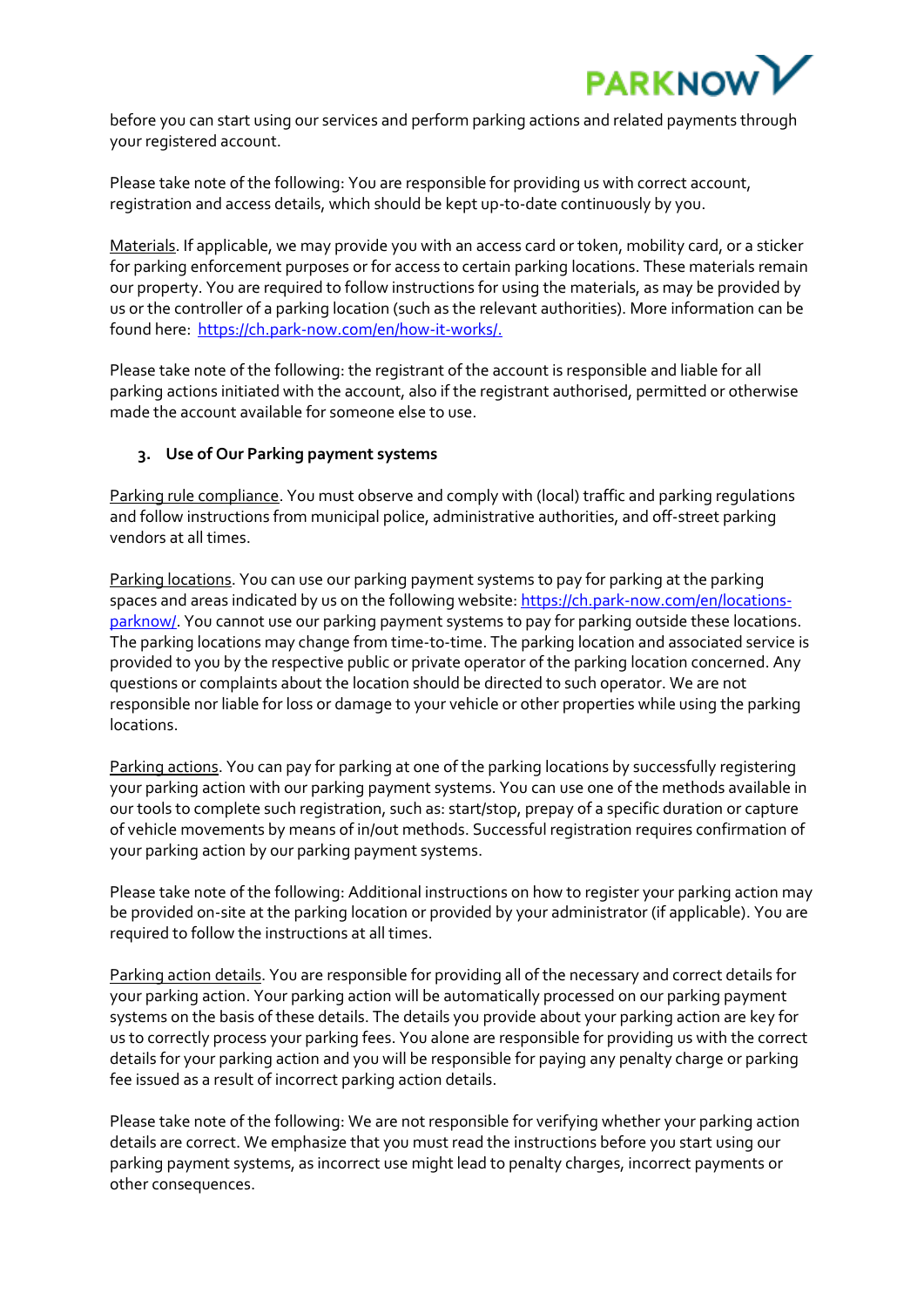before you can start using our services and perform parking actions and related payments through your registered account.

Please take note of the following: You are responsible for providing us with correct account, registration and access details, which should be kept up-to-date continuously by you.

Materials. If applicable, we may provide you with an access card or token, mobility card, or a sticker for parking enforcement purposes or for access to certain parking locations. These materials remain our property. You are required to follow instructions for using the materials, as may be provided by us or the controller of a parking location (such as the relevant authorities). More information can be found here: https://ch.park-now.com/en/how-it-works/.

Please take note of the following: the registrant of the account is responsible and liable for all parking actions initiated with the account, also if the registrant authorised, permitted or otherwise made the account available for someone else to use.

## 3. Use of Our Parking payment systems

Parking rule compliance. You must observe and comply with (local) traffic and parking regulations and follow instructions from municipal police, administrative authorities, and off-street parking vendors at all times.

Parking locations. You can use our parking payment systems to pay for parking at the parking spaces and areas indicated by us on the following website: https://ch.park-now.com/en/locations-parknow/. You cannot use our parking payment systems to pay for parking outside these locations. The parking locations may change from time-to-time. The parking location and associated service is provided to you by the respective public or private operator of the parking location concerned. Any questions or complaints about the location should be directed to such operator. We are not responsible nor liable for loss or damage to your vehicle or other properties while using the parking locations.

Parking actions. You can pay for parking at one of the parking locations by successfully registering your parking action with our parking payment systems. You can use one of the methods available in our tools to complete such registration, such as: start/stop, prepay of a specific duration or capture of vehicle movements by means of in/out methods. Successful registration requires confirmation of your parking action by our parking payment systems.

Please take note of the following: Additional instructions on how to register your parking action may be provided on-site at the parking location or provided by your administrator (if applicable). You are required to follow the instructions at all times.

Parking action details. You are responsible for providing all of the necessary and correct details for your parking action. Your parking action will be automatically processed on our parking payment systems on the basis of these details. The details you provide about your parking action are key for us to correctly process your parking fees. You alone are responsible for providing us with the correct details for your parking action and you will be responsible for paying any penalty charge or parking fee issued as a result of incorrect parking action details.

Please take note of the following: We are not responsible for verifying whether your parking action details are correct. We emphasize that you must read the instructions before you start using our parking payment systems, as incorrect use might lead to penalty charges, incorrect payments or other consequences.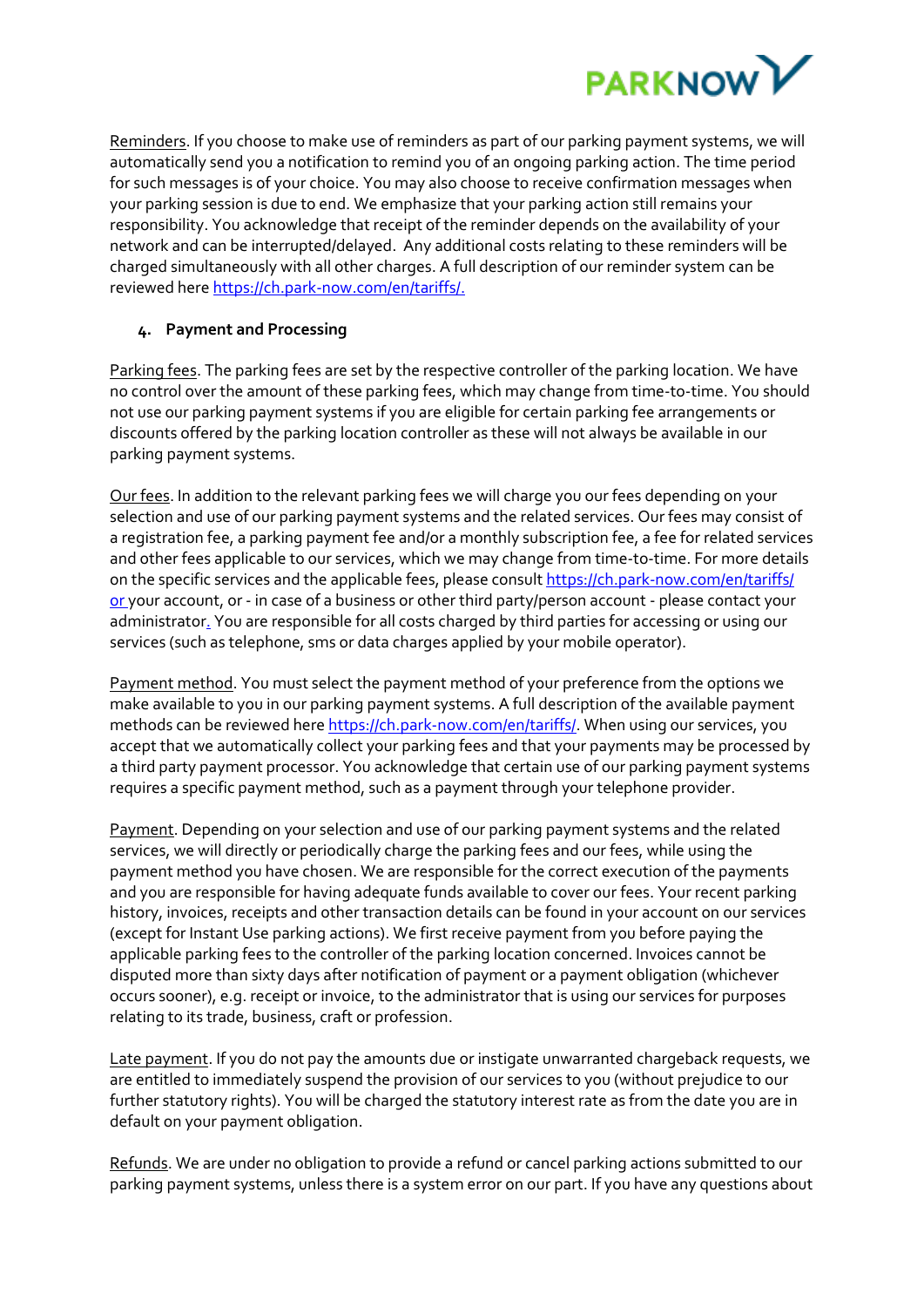Reminders. If you choose to make use of reminders as part of our parking payment systems, we will automatically send you a notification to remind you of an ongoing parking action. The time period for such messages is of your choice. You may also choose to receive confirmation messages when your parking session is due to end. We emphasize that your parking action still remains your responsibility. You acknowledge that receipt of the reminder depends on the availability of your network and can be interrupted/delayed. Any additional costs relating to these reminders will be charged simultaneously with all other charges. A full description of our reminder system can be reviewed here https://ch.park-now.com/en/tariffs/.

## 4. Payment and Processing

Parking fees. The parking fees are set by the respective controller of the parking location. We have no control over the amount of these parking fees, which may change from time-to-time. You should not use our parking payment systems if you are eligible for certain parking fee arrangements or discounts offered by the parking location controller as these will not always be available in our parking payment systems.

Our fees. In addition to the relevant parking fees we will charge you our fees depending on your selection and use of our parking payment systems and the related services. Our fees may consist of a registration fee, a parking payment fee and/or a monthly subscription fee, a fee for related services and other fees applicable to our services, which we may change from time-to-time. For more details on the specific services and the applicable fees, please consult https://ch.park-now.com/en/tariffs/ or your account, or - in case of a business or other third party/person account - please contact your administrator. You are responsible for all costs charged by third parties for accessing or using our services (such as telephone, sms or data charges applied by your mobile operator).

Payment method. You must select the payment method of your preference from the options we make available to you in our parking payment systems. A full description of the available payment methods can be reviewed here https://ch.park-now.com/en/tariffs/. When using our services, you accept that we automatically collect your parking fees and that your payments may be processed by a third party payment processor. You acknowledge that certain use of our parking payment systems requires a specific payment method, such as a payment through your telephone provider.

Payment. Depending on your selection and use of our parking payment systems and the related services, we will directly or periodically charge the parking fees and our fees, while using the payment method you have chosen. We are responsible for the correct execution of the payments and you are responsible for having adequate funds available to cover our fees. Your recent parking history, invoices, receipts and other transaction details can be found in your account on our services (except for Instant Use parking actions). We first receive payment from you before paying the applicable parking fees to the controller of the parking location concerned. Invoices cannot be disputed more than sixty days after notification of payment or a payment obligation (whichever occurs sooner), e.g. receipt or invoice, to the administrator that is using our services for purposes relating to its trade, business, craft or profession.

Late payment. If you do not pay the amounts due or instigate unwarranted chargeback requests, we are entitled to immediately suspend the provision of our services to you (without prejudice to our further statutory rights). You will be charged the statutory interest rate as from the date you are in default on your payment obligation.

Refunds. We are under no obligation to provide a refund or cancel parking actions submitted to our parking payment systems, unless there is a system error on our part. If you have any questions about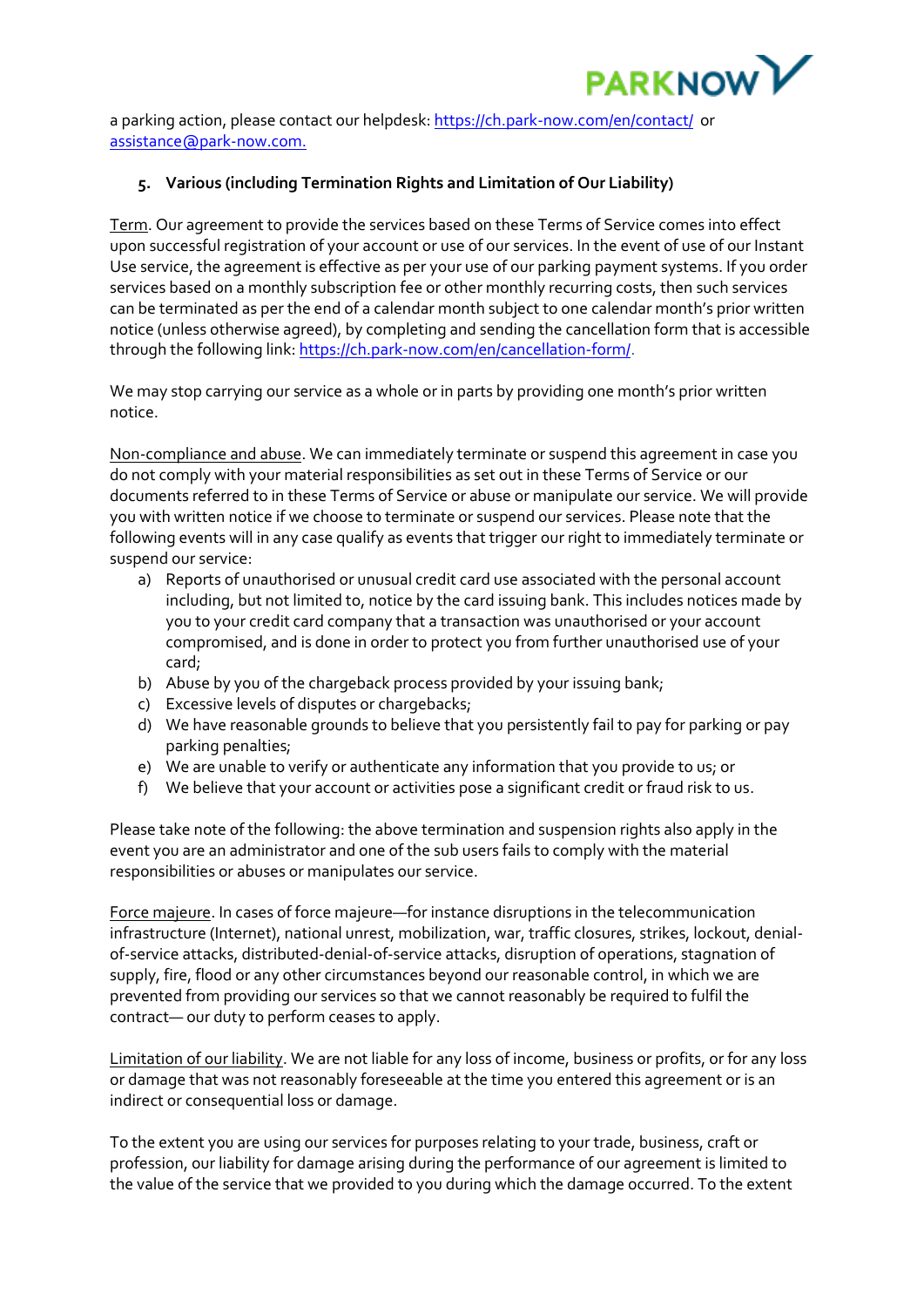a parking action, please contact our helpdesk: https://ch.park-now.com/en/contact/ or assistance@park-now.com.

## 5. Various (including Termination Rights and Limitation of Our Liability)

Term. Our agreement to provide the services based on these Terms of Service comes into effect upon successful registration of your account or use of our services. In the event of use of our Instant Use service, the agreement is effective as per your use of our parking payment systems. If you order services based on a monthly subscription fee or other monthly recurring costs, then such services can be terminated as per the end of a calendar month subject to one calendar month's prior written notice (unless otherwise agreed), by completing and sending the cancellation form that is accessible through the following link: https://ch.park-now.com/en/cancellation-form/.

We may stop carrying our service as a whole or in parts by providing one month's prior written notice.

Non-compliance and abuse. We can immediately terminate or suspend this agreement in case you do not comply with your material responsibilities as set out in these Terms of Service or our documents referred to in these Terms of Service or abuse or manipulate our service. We will provide you with written notice if we choose to terminate or suspend our services. Please note that the following events will in any case qualify as events that trigger our right to immediately terminate or suspend our service:

a) Reports of unauthorised or unusual credit card use associated with the personal account including, but not limited to, notice by the card issuing bank. This includes notices made by you to your credit card company that a transaction was unauthorised or your account compromised, and is done in order to protect you from further unauthorised use of your card;
b) Abuse by you of the chargeback process provided by your issuing bank;
c) Excessive levels of disputes or chargebacks;
d) We have reasonable grounds to believe that you persistently fail to pay for parking or pay parking penalties;
e) We are unable to verify or authenticate any information that you provide to us; or
f) We believe that your account or activities pose a significant credit or fraud risk to us.

Please take note of the following: the above termination and suspension rights also apply in the event you are an administrator and one of the sub users fails to comply with the material responsibilities or abuses or manipulates our service.

Force majeure. In cases of force majeure—for instance disruptions in the telecommunication infrastructure (Internet), national unrest, mobilization, war, traffic closures, strikes, lockout, denial-of-service attacks, distributed-denial-of-service attacks, disruption of operations, stagnation of supply, fire, flood or any other circumstances beyond our reasonable control, in which we are prevented from providing our services so that we cannot reasonably be required to fulfil the contract— our duty to perform ceases to apply.

Limitation of our liability. We are not liable for any loss of income, business or profits, or for any loss or damage that was not reasonably foreseeable at the time you entered this agreement or is an indirect or consequential loss or damage.

To the extent you are using our services for purposes relating to your trade, business, craft or profession, our liability for damage arising during the performance of our agreement is limited to the value of the service that we provided to you during which the damage occurred. To the extent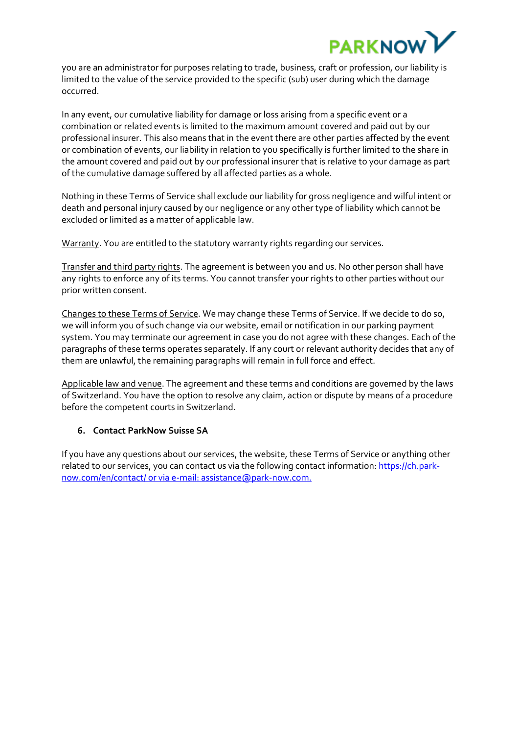you are an administrator for purposes relating to trade, business, craft or profession, our liability is limited to the value of the service provided to the specific (sub) user during which the damage occurred.

In any event, our cumulative liability for damage or loss arising from a specific event or a combination or related events is limited to the maximum amount covered and paid out by our professional insurer. This also means that in the event there are other parties affected by the event or combination of events, our liability in relation to you specifically is further limited to the share in the amount covered and paid out by our professional insurer that is relative to your damage as part of the cumulative damage suffered by all affected parties as a whole.

Nothing in these Terms of Service shall exclude our liability for gross negligence and wilful intent or death and personal injury caused by our negligence or any other type of liability which cannot be excluded or limited as a matter of applicable law.

Warranty. You are entitled to the statutory warranty rights regarding our services.

Transfer and third party rights. The agreement is between you and us. No other person shall have any rights to enforce any of its terms. You cannot transfer your rights to other parties without our prior written consent.

Changes to these Terms of Service. We may change these Terms of Service. If we decide to do so, we will inform you of such change via our website, email or notification in our parking payment system. You may terminate our agreement in case you do not agree with these changes. Each of the paragraphs of these terms operates separately. If any court or relevant authority decides that any of them are unlawful, the remaining paragraphs will remain in full force and effect.

Applicable law and venue. The agreement and these terms and conditions are governed by the laws of Switzerland. You have the option to resolve any claim, action or dispute by means of a procedure before the competent courts in Switzerland.

## 6. Contact ParkNow Suisse SA

If you have any questions about our services, the website, these Terms of Service or anything other related to our services, you can contact us via the following contact information: https://ch.park-now.com/en/contact/ or via e-mail: assistance@park-now.com.